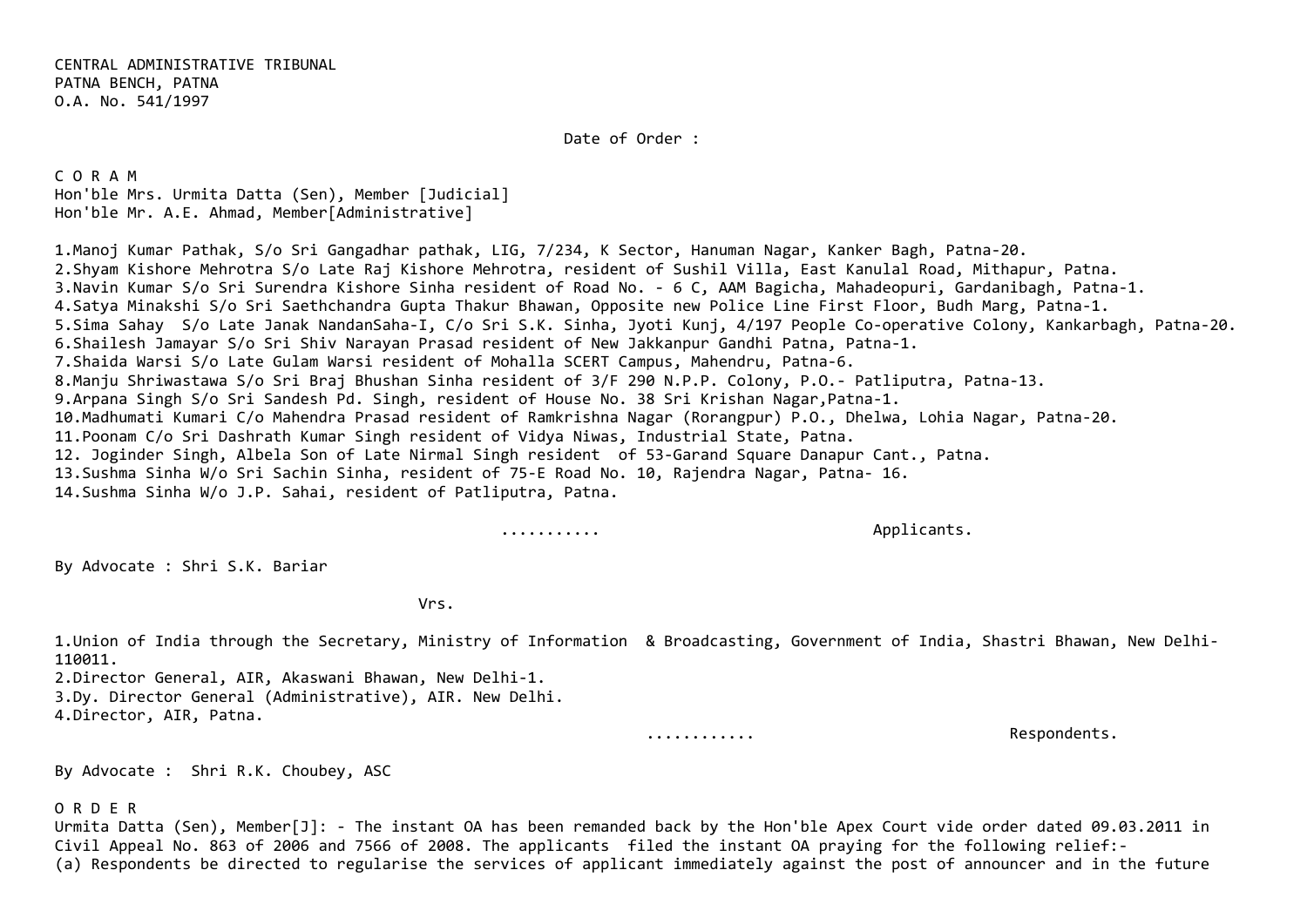CENTRAL ADMINISTRATIVE TRIBUNAL
PATNA BENCH, PATNA
O.A. No. 541/1997

Date of Order :

C O R A M
Hon'ble Mrs. Urmita Datta (Sen), Member [Judicial]
Hon'ble Mr. A.E. Ahmad, Member[Administrative]

1.Manoj Kumar Pathak, S/o Sri Gangadhar pathak, LIG, 7/234, K Sector, Hanuman Nagar, Kanker Bagh, Patna-20.
2.Shyam Kishore Mehrotra S/o Late Raj Kishore Mehrotra, resident of Sushil Villa, East Kanulal Road, Mithapur, Patna.
3.Navin Kumar S/o Sri Surendra Kishore Sinha resident of Road No. - 6 C, AAM Bagicha, Mahadeopuri, Gardanibagh, Patna-1.
4.Satya Minakshi S/o Sri Saethchandra Gupta Thakur Bhawan, Opposite new Police Line First Floor, Budh Marg, Patna-1.
5.Sima Sahay S/o Late Janak NandanSaha-I, C/o Sri S.K. Sinha, Jyoti Kunj, 4/197 People Co-operative Colony, Kankarbagh, Patna-20.
6.Shailesh Jamayar S/o Sri Shiv Narayan Prasad resident of New Jakkanpur Gandhi Patna, Patna-1.
7.Shaida Warsi S/o Late Gulam Warsi resident of Mohalla SCERT Campus, Mahendru, Patna-6.
8.Manju Shriwastawa S/o Sri Braj Bhushan Sinha resident of 3/F 290 N.P.P. Colony, P.O.- Patliputra, Patna-13.
9.Arpana Singh S/o Sri Sandesh Pd. Singh, resident of House No. 38 Sri Krishan Nagar,Patna-1.
10.Madhumati Kumari C/o Mahendra Prasad resident of Ramkrishna Nagar (Rorangpur) P.O., Dhelwa, Lohia Nagar, Patna-20.
11.Poonam C/o Sri Dashrath Kumar Singh resident of Vidya Niwas, Industrial State, Patna.
12. Joginder Singh, Albela Son of Late Nirmal Singh resident of 53-Garand Square Danapur Cant., Patna.
13.Sushma Sinha W/o Sri Sachin Sinha, resident of 75-E Road No. 10, Rajendra Nagar, Patna- 16.
14.Sushma Sinha W/o J.P. Sahai, resident of Patliputra, Patna.

........... Applicants.

By Advocate : Shri S.K. Bariar

Vrs.

1.Union of India through the Secretary, Ministry of Information & Broadcasting, Government of India, Shastri Bhawan, New Delhi-110011.
2.Director General, AIR, Akaswani Bhawan, New Delhi-1.
3.Dy. Director General (Administrative), AIR. New Delhi.
4.Director, AIR, Patna.

............ Respondents.

By Advocate : Shri R.K. Choubey, ASC

O R D E R

Urmita Datta (Sen), Member[J]: - The instant OA has been remanded back by the Hon'ble Apex Court vide order dated 09.03.2011 in Civil Appeal No. 863 of 2006 and 7566 of 2008. The applicants filed the instant OA praying for the following relief:-

(a) Respondents be directed to regularise the services of applicant immediately against the post of announcer and in the future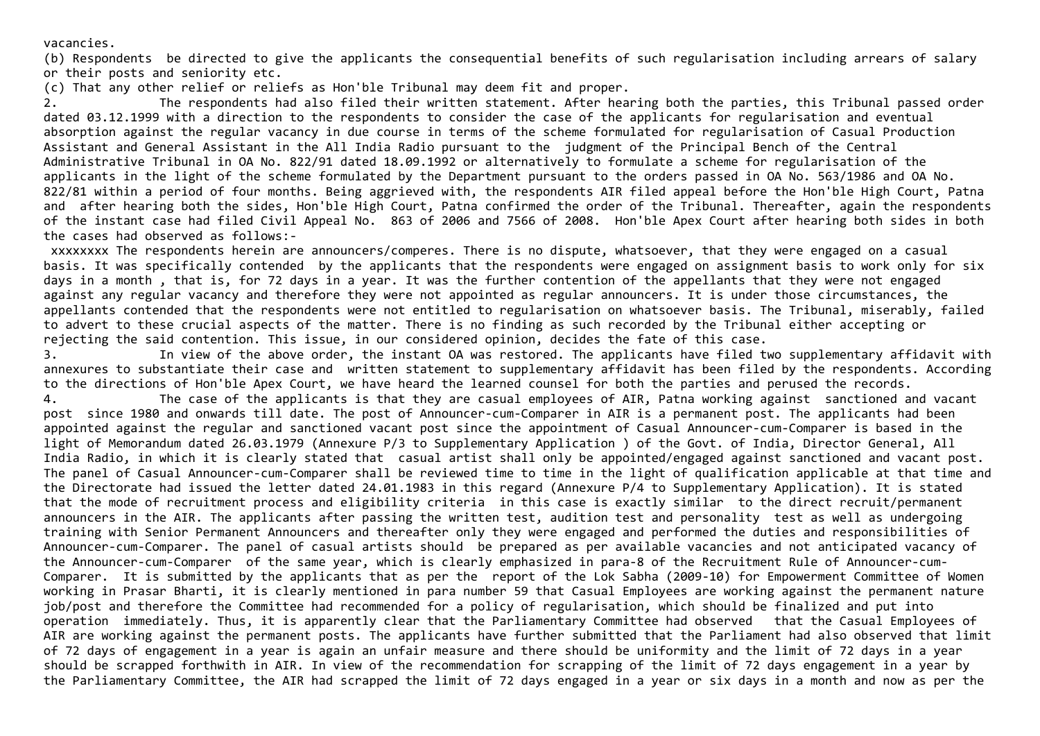vacancies.

(b) Respondents be directed to give the applicants the consequential benefits of such regularisation including arrears of salary or their posts and seniority etc.

(c) That any other relief or reliefs as Hon'ble Tribunal may deem fit and proper.

2. The respondents had also filed their written statement. After hearing both the parties, this Tribunal passed order dated 03.12.1999 with a direction to the respondents to consider the case of the applicants for regularisation and eventual absorption against the regular vacancy in due course in terms of the scheme formulated for regularisation of Casual Production Assistant and General Assistant in the All India Radio pursuant to the judgment of the Principal Bench of the Central Administrative Tribunal in OA No. 822/91 dated 18.09.1992 or alternatively to formulate a scheme for regularisation of the applicants in the light of the scheme formulated by the Department pursuant to the orders passed in OA No. 563/1986 and OA No. 822/81 within a period of four months. Being aggrieved with, the respondents AIR filed appeal before the Hon'ble High Court, Patna and after hearing both the sides, Hon'ble High Court, Patna confirmed the order of the Tribunal. Thereafter, again the respondents of the instant case had filed Civil Appeal No. 863 of 2006 and 7566 of 2008. Hon'ble Apex Court after hearing both sides in both the cases had observed as follows:-

xxxxxxxx The respondents herein are announcers/comperes. There is no dispute, whatsoever, that they were engaged on a casual basis. It was specifically contended by the applicants that the respondents were engaged on assignment basis to work only for six days in a month , that is, for 72 days in a year. It was the further contention of the appellants that they were not engaged against any regular vacancy and therefore they were not appointed as regular announcers. It is under those circumstances, the appellants contended that the respondents were not entitled to regularisation on whatsoever basis. The Tribunal, miserably, failed to advert to these crucial aspects of the matter. There is no finding as such recorded by the Tribunal either accepting or rejecting the said contention. This issue, in our considered opinion, decides the fate of this case.

3. In view of the above order, the instant OA was restored. The applicants have filed two supplementary affidavit with annexures to substantiate their case and written statement to supplementary affidavit has been filed by the respondents. According to the directions of Hon'ble Apex Court, we have heard the learned counsel for both the parties and perused the records.

4. The case of the applicants is that they are casual employees of AIR, Patna working against sanctioned and vacant post since 1980 and onwards till date. The post of Announcer-cum-Comparer in AIR is a permanent post. The applicants had been appointed against the regular and sanctioned vacant post since the appointment of Casual Announcer-cum-Comparer is based in the light of Memorandum dated 26.03.1979 (Annexure P/3 to Supplementary Application ) of the Govt. of India, Director General, All India Radio, in which it is clearly stated that casual artist shall only be appointed/engaged against sanctioned and vacant post. The panel of Casual Announcer-cum-Comparer shall be reviewed time to time in the light of qualification applicable at that time and the Directorate had issued the letter dated 24.01.1983 in this regard (Annexure P/4 to Supplementary Application). It is stated that the mode of recruitment process and eligibility criteria in this case is exactly similar to the direct recruit/permanent announcers in the AIR. The applicants after passing the written test, audition test and personality test as well as undergoing training with Senior Permanent Announcers and thereafter only they were engaged and performed the duties and responsibilities of Announcer-cum-Comparer. The panel of casual artists should be prepared as per available vacancies and not anticipated vacancy of the Announcer-cum-Comparer of the same year, which is clearly emphasized in para-8 of the Recruitment Rule of Announcer-cum-Comparer. It is submitted by the applicants that as per the report of the Lok Sabha (2009-10) for Empowerment Committee of Women working in Prasar Bharti, it is clearly mentioned in para number 59 that Casual Employees are working against the permanent nature job/post and therefore the Committee had recommended for a policy of regularisation, which should be finalized and put into operation immediately. Thus, it is apparently clear that the Parliamentary Committee had observed that the Casual Employees of AIR are working against the permanent posts. The applicants have further submitted that the Parliament had also observed that limit of 72 days of engagement in a year is again an unfair measure and there should be uniformity and the limit of 72 days in a year should be scrapped forthwith in AIR. In view of the recommendation for scrapping of the limit of 72 days engagement in a year by the Parliamentary Committee, the AIR had scrapped the limit of 72 days engaged in a year or six days in a month and now as per the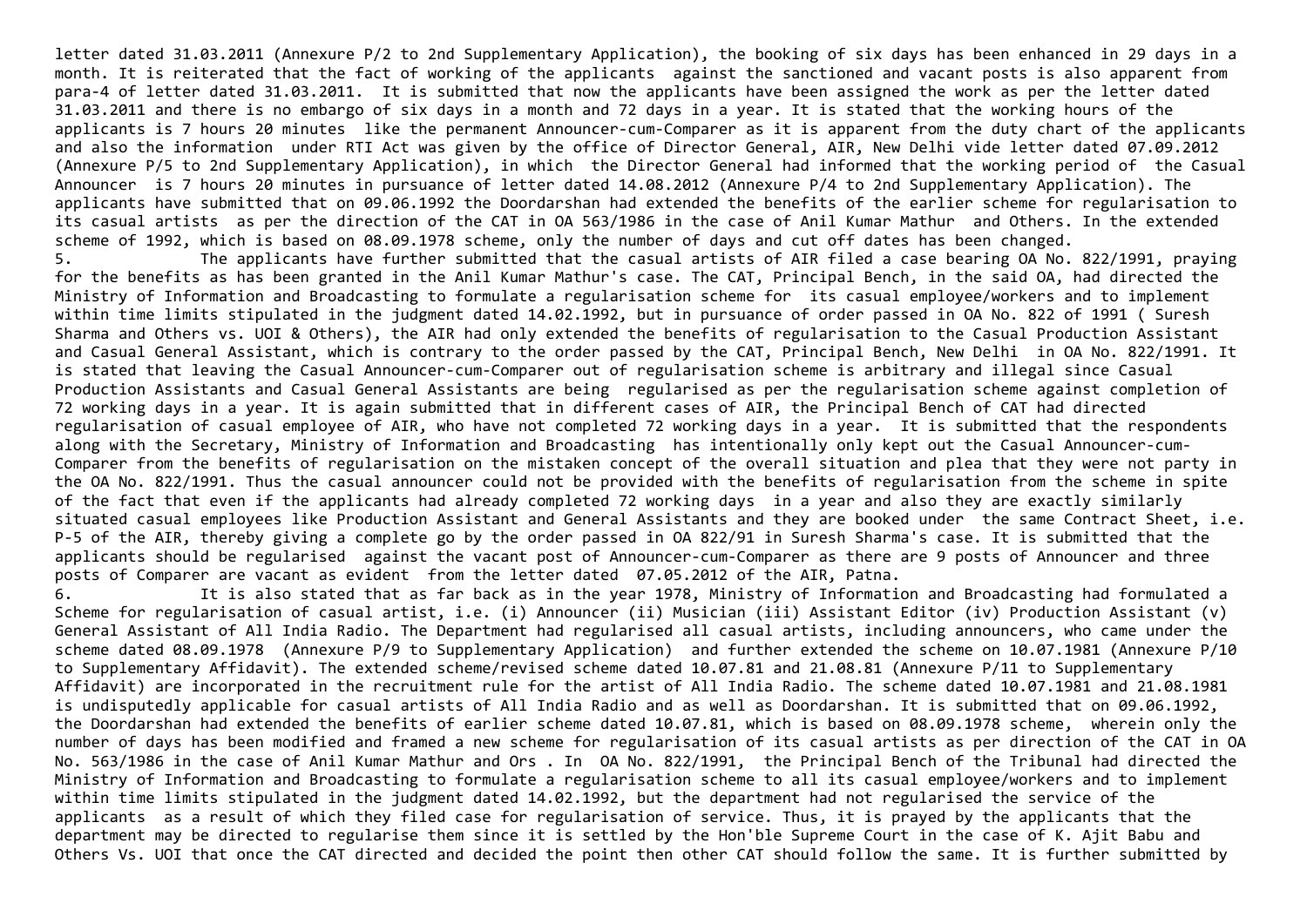letter dated 31.03.2011 (Annexure P/2 to 2nd Supplementary Application), the booking of six days has been enhanced in 29 days in a month. It is reiterated that the fact of working of the applicants against the sanctioned and vacant posts is also apparent from para-4 of letter dated 31.03.2011. It is submitted that now the applicants have been assigned the work as per the letter dated 31.03.2011 and there is no embargo of six days in a month and 72 days in a year. It is stated that the working hours of the applicants is 7 hours 20 minutes like the permanent Announcer-cum-Comparer as it is apparent from the duty chart of the applicants and also the information under RTI Act was given by the office of Director General, AIR, New Delhi vide letter dated 07.09.2012 (Annexure P/5 to 2nd Supplementary Application), in which the Director General had informed that the working period of the Casual Announcer is 7 hours 20 minutes in pursuance of letter dated 14.08.2012 (Annexure P/4 to 2nd Supplementary Application). The applicants have submitted that on 09.06.1992 the Doordarshan had extended the benefits of the earlier scheme for regularisation to its casual artists as per the direction of the CAT in OA 563/1986 in the case of Anil Kumar Mathur and Others. In the extended scheme of 1992, which is based on 08.09.1978 scheme, only the number of days and cut off dates has been changed.

5. The applicants have further submitted that the casual artists of AIR filed a case bearing OA No. 822/1991, praying for the benefits as has been granted in the Anil Kumar Mathur's case. The CAT, Principal Bench, in the said OA, had directed the Ministry of Information and Broadcasting to formulate a regularisation scheme for its casual employee/workers and to implement within time limits stipulated in the judgment dated 14.02.1992, but in pursuance of order passed in OA No. 822 of 1991 ( Suresh Sharma and Others vs. UOI & Others), the AIR had only extended the benefits of regularisation to the Casual Production Assistant and Casual General Assistant, which is contrary to the order passed by the CAT, Principal Bench, New Delhi in OA No. 822/1991. It is stated that leaving the Casual Announcer-cum-Comparer out of regularisation scheme is arbitrary and illegal since Casual Production Assistants and Casual General Assistants are being regularised as per the regularisation scheme against completion of 72 working days in a year. It is again submitted that in different cases of AIR, the Principal Bench of CAT had directed regularisation of casual employee of AIR, who have not completed 72 working days in a year. It is submitted that the respondents along with the Secretary, Ministry of Information and Broadcasting has intentionally only kept out the Casual Announcer-cum-Comparer from the benefits of regularisation on the mistaken concept of the overall situation and plea that they were not party in the OA No. 822/1991. Thus the casual announcer could not be provided with the benefits of regularisation from the scheme in spite of the fact that even if the applicants had already completed 72 working days in a year and also they are exactly similarly situated casual employees like Production Assistant and General Assistants and they are booked under the same Contract Sheet, i.e. P-5 of the AIR, thereby giving a complete go by the order passed in OA 822/91 in Suresh Sharma's case. It is submitted that the applicants should be regularised against the vacant post of Announcer-cum-Comparer as there are 9 posts of Announcer and three posts of Comparer are vacant as evident from the letter dated 07.05.2012 of the AIR, Patna.

6. It is also stated that as far back as in the year 1978, Ministry of Information and Broadcasting had formulated a Scheme for regularisation of casual artist, i.e. (i) Announcer (ii) Musician (iii) Assistant Editor (iv) Production Assistant (v) General Assistant of All India Radio. The Department had regularised all casual artists, including announcers, who came under the scheme dated 08.09.1978 (Annexure P/9 to Supplementary Application) and further extended the scheme on 10.07.1981 (Annexure P/10 to Supplementary Affidavit). The extended scheme/revised scheme dated 10.07.81 and 21.08.81 (Annexure P/11 to Supplementary Affidavit) are incorporated in the recruitment rule for the artist of All India Radio. The scheme dated 10.07.1981 and 21.08.1981 is undisputedly applicable for casual artists of All India Radio and as well as Doordarshan. It is submitted that on 09.06.1992, the Doordarshan had extended the benefits of earlier scheme dated 10.07.81, which is based on 08.09.1978 scheme, wherein only the number of days has been modified and framed a new scheme for regularisation of its casual artists as per direction of the CAT in OA No. 563/1986 in the case of Anil Kumar Mathur and Ors . In OA No. 822/1991, the Principal Bench of the Tribunal had directed the Ministry of Information and Broadcasting to formulate a regularisation scheme to all its casual employee/workers and to implement within time limits stipulated in the judgment dated 14.02.1992, but the department had not regularised the service of the applicants as a result of which they filed case for regularisation of service. Thus, it is prayed by the applicants that the department may be directed to regularise them since it is settled by the Hon'ble Supreme Court in the case of K. Ajit Babu and Others Vs. UOI that once the CAT directed and decided the point then other CAT should follow the same. It is further submitted by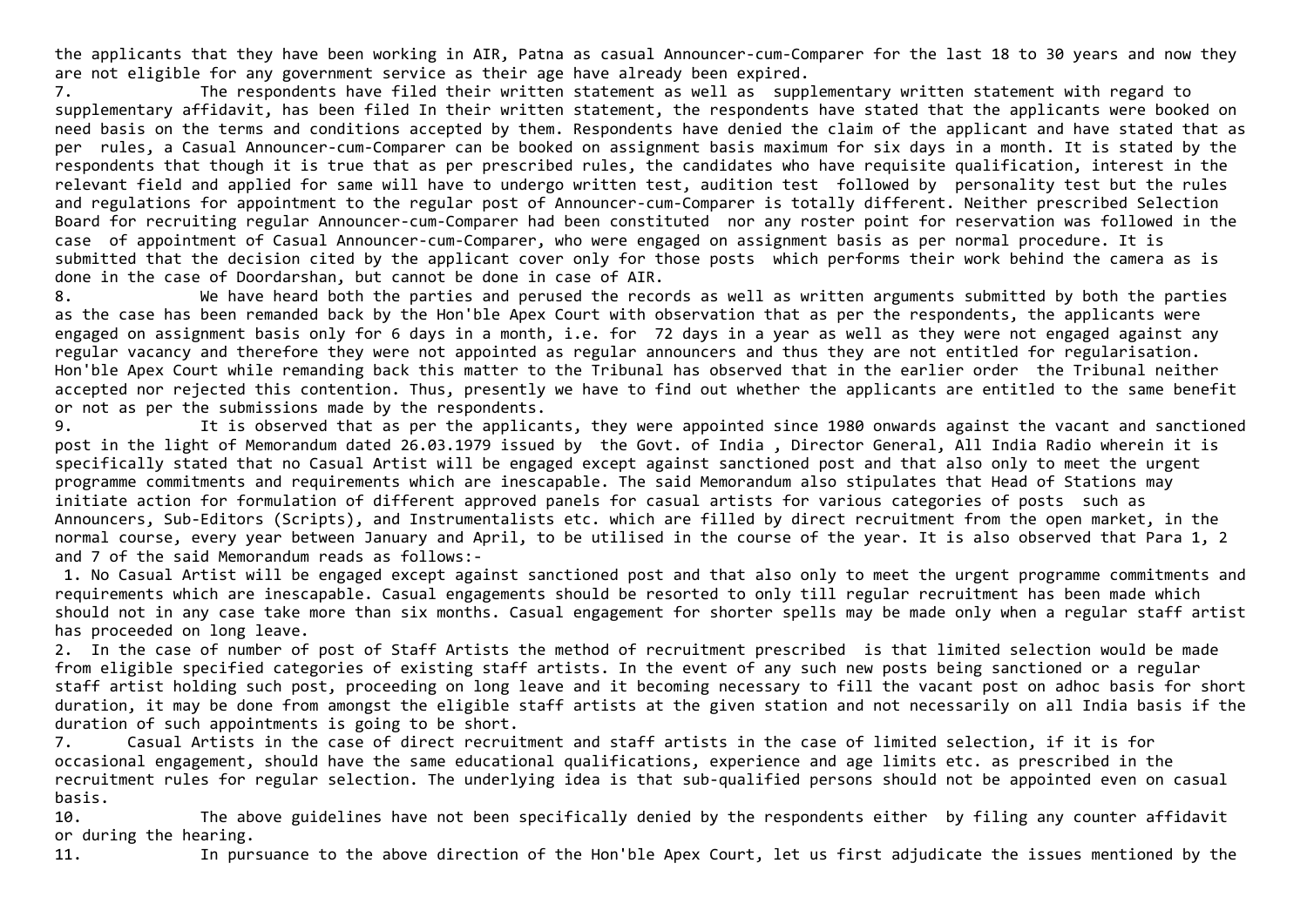the applicants that they have been working in AIR, Patna as casual Announcer-cum-Comparer for the last 18 to 30 years and now they are not eligible for any government service as their age have already been expired.

7. The respondents have filed their written statement as well as supplementary written statement with regard to supplementary affidavit, has been filed In their written statement, the respondents have stated that the applicants were booked on need basis on the terms and conditions accepted by them. Respondents have denied the claim of the applicant and have stated that as per rules, a Casual Announcer-cum-Comparer can be booked on assignment basis maximum for six days in a month. It is stated by the respondents that though it is true that as per prescribed rules, the candidates who have requisite qualification, interest in the relevant field and applied for same will have to undergo written test, audition test followed by personality test but the rules and regulations for appointment to the regular post of Announcer-cum-Comparer is totally different. Neither prescribed Selection Board for recruiting regular Announcer-cum-Comparer had been constituted nor any roster point for reservation was followed in the case of appointment of Casual Announcer-cum-Comparer, who were engaged on assignment basis as per normal procedure. It is submitted that the decision cited by the applicant cover only for those posts which performs their work behind the camera as is done in the case of Doordarshan, but cannot be done in case of AIR.

8. We have heard both the parties and perused the records as well as written arguments submitted by both the parties as the case has been remanded back by the Hon'ble Apex Court with observation that as per the respondents, the applicants were engaged on assignment basis only for 6 days in a month, i.e. for 72 days in a year as well as they were not engaged against any regular vacancy and therefore they were not appointed as regular announcers and thus they are not entitled for regularisation. Hon'ble Apex Court while remanding back this matter to the Tribunal has observed that in the earlier order the Tribunal neither accepted nor rejected this contention. Thus, presently we have to find out whether the applicants are entitled to the same benefit or not as per the submissions made by the respondents.

9. It is observed that as per the applicants, they were appointed since 1980 onwards against the vacant and sanctioned post in the light of Memorandum dated 26.03.1979 issued by the Govt. of India , Director General, All India Radio wherein it is specifically stated that no Casual Artist will be engaged except against sanctioned post and that also only to meet the urgent programme commitments and requirements which are inescapable. The said Memorandum also stipulates that Head of Stations may initiate action for formulation of different approved panels for casual artists for various categories of posts such as Announcers, Sub-Editors (Scripts), and Instrumentalists etc. which are filled by direct recruitment from the open market, in the normal course, every year between January and April, to be utilised in the course of the year. It is also observed that Para 1, 2 and 7 of the said Memorandum reads as follows:-

1. No Casual Artist will be engaged except against sanctioned post and that also only to meet the urgent programme commitments and requirements which are inescapable. Casual engagements should be resorted to only till regular recruitment has been made which should not in any case take more than six months. Casual engagement for shorter spells may be made only when a regular staff artist has proceeded on long leave.

2. In the case of number of post of Staff Artists the method of recruitment prescribed is that limited selection would be made from eligible specified categories of existing staff artists. In the event of any such new posts being sanctioned or a regular staff artist holding such post, proceeding on long leave and it becoming necessary to fill the vacant post on adhoc basis for short duration, it may be done from amongst the eligible staff artists at the given station and not necessarily on all India basis if the duration of such appointments is going to be short.

7. Casual Artists in the case of direct recruitment and staff artists in the case of limited selection, if it is for occasional engagement, should have the same educational qualifications, experience and age limits etc. as prescribed in the recruitment rules for regular selection. The underlying idea is that sub-qualified persons should not be appointed even on casual basis.

10. The above guidelines have not been specifically denied by the respondents either by filing any counter affidavit or during the hearing.

11. In pursuance to the above direction of the Hon'ble Apex Court, let us first adjudicate the issues mentioned by the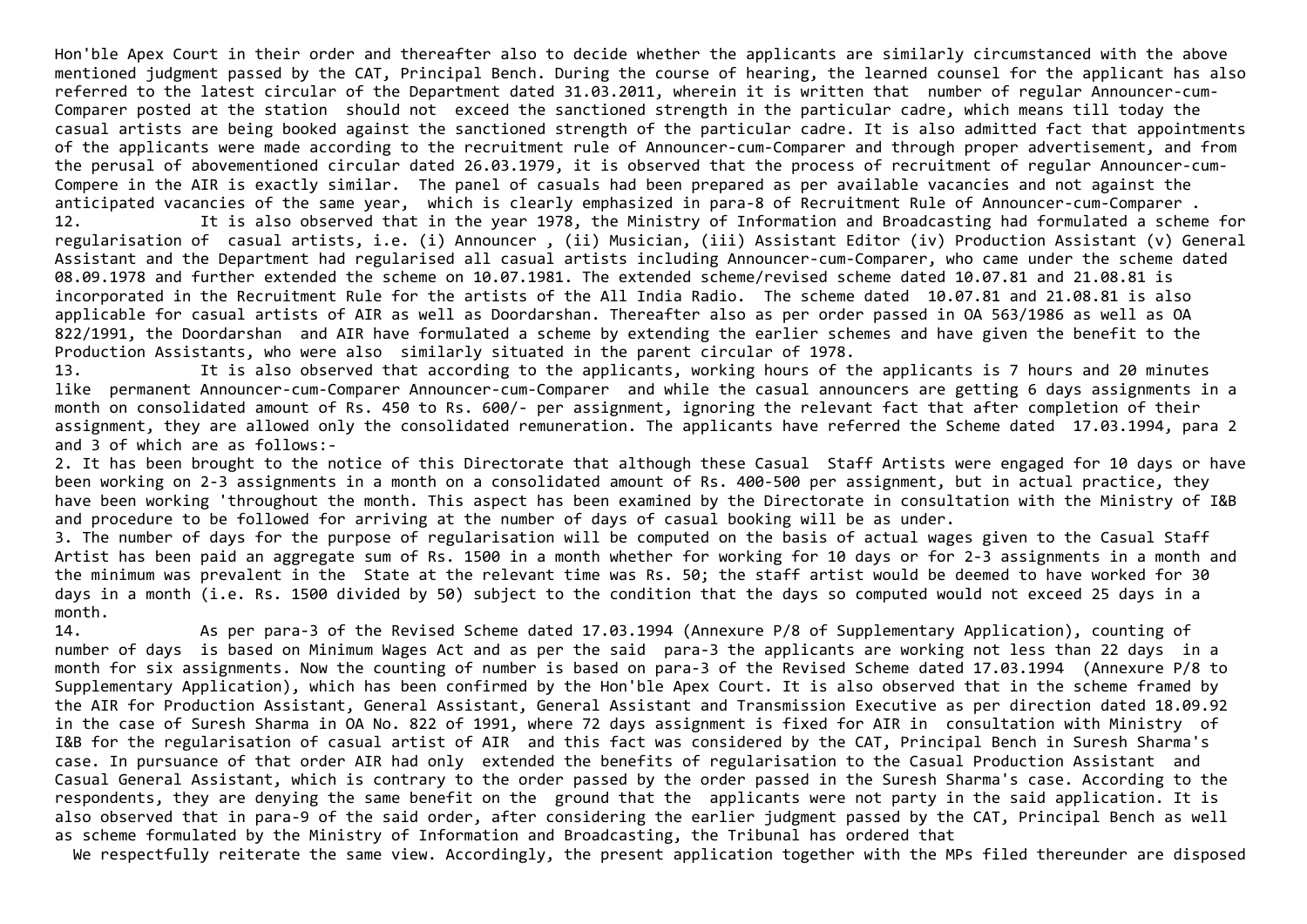Hon'ble Apex Court in their order and thereafter also to decide whether the applicants are similarly circumstanced with the above mentioned judgment passed by the CAT, Principal Bench. During the course of hearing, the learned counsel for the applicant has also referred to the latest circular of the Department dated 31.03.2011, wherein it is written that number of regular Announcer-cum-Comparer posted at the station should not exceed the sanctioned strength in the particular cadre, which means till today the casual artists are being booked against the sanctioned strength of the particular cadre. It is also admitted fact that appointments of the applicants were made according to the recruitment rule of Announcer-cum-Comparer and through proper advertisement, and from the perusal of abovementioned circular dated 26.03.1979, it is observed that the process of recruitment of regular Announcer-cum-Compere in the AIR is exactly similar. The panel of casuals had been prepared as per available vacancies and not against the anticipated vacancies of the same year, which is clearly emphasized in para-8 of Recruitment Rule of Announcer-cum-Comparer .

12. It is also observed that in the year 1978, the Ministry of Information and Broadcasting had formulated a scheme for regularisation of casual artists, i.e. (i) Announcer , (ii) Musician, (iii) Assistant Editor (iv) Production Assistant (v) General Assistant and the Department had regularised all casual artists including Announcer-cum-Comparer, who came under the scheme dated 08.09.1978 and further extended the scheme on 10.07.1981. The extended scheme/revised scheme dated 10.07.81 and 21.08.81 is incorporated in the Recruitment Rule for the artists of the All India Radio. The scheme dated 10.07.81 and 21.08.81 is also applicable for casual artists of AIR as well as Doordarshan. Thereafter also as per order passed in OA 563/1986 as well as OA 822/1991, the Doordarshan and AIR have formulated a scheme by extending the earlier schemes and have given the benefit to the Production Assistants, who were also similarly situated in the parent circular of 1978.

13. It is also observed that according to the applicants, working hours of the applicants is 7 hours and 20 minutes like permanent Announcer-cum-Comparer Announcer-cum-Comparer and while the casual announcers are getting 6 days assignments in a month on consolidated amount of Rs. 450 to Rs. 600/- per assignment, ignoring the relevant fact that after completion of their assignment, they are allowed only the consolidated remuneration. The applicants have referred the Scheme dated 17.03.1994, para 2 and 3 of which are as follows:-

2. It has been brought to the notice of this Directorate that although these Casual Staff Artists were engaged for 10 days or have been working on 2-3 assignments in a month on a consolidated amount of Rs. 400-500 per assignment, but in actual practice, they have been working 'throughout the month. This aspect has been examined by the Directorate in consultation with the Ministry of I&B and procedure to be followed for arriving at the number of days of casual booking will be as under.

3. The number of days for the purpose of regularisation will be computed on the basis of actual wages given to the Casual Staff Artist has been paid an aggregate sum of Rs. 1500 in a month whether for working for 10 days or for 2-3 assignments in a month and the minimum was prevalent in the State at the relevant time was Rs. 50; the staff artist would be deemed to have worked for 30 days in a month (i.e. Rs. 1500 divided by 50) subject to the condition that the days so computed would not exceed 25 days in a month.

14. As per para-3 of the Revised Scheme dated 17.03.1994 (Annexure P/8 of Supplementary Application), counting of number of days is based on Minimum Wages Act and as per the said para-3 the applicants are working not less than 22 days in a month for six assignments. Now the counting of number is based on para-3 of the Revised Scheme dated 17.03.1994 (Annexure P/8 to Supplementary Application), which has been confirmed by the Hon'ble Apex Court. It is also observed that in the scheme framed by the AIR for Production Assistant, General Assistant, General Assistant and Transmission Executive as per direction dated 18.09.92 in the case of Suresh Sharma in OA No. 822 of 1991, where 72 days assignment is fixed for AIR in consultation with Ministry of I&B for the regularisation of casual artist of AIR and this fact was considered by the CAT, Principal Bench in Suresh Sharma's case. In pursuance of that order AIR had only extended the benefits of regularisation to the Casual Production Assistant and Casual General Assistant, which is contrary to the order passed by the order passed in the Suresh Sharma's case. According to the respondents, they are denying the same benefit on the ground that the applicants were not party in the said application. It is also observed that in para-9 of the said order, after considering the earlier judgment passed by the CAT, Principal Bench as well as scheme formulated by the Ministry of Information and Broadcasting, the Tribunal has ordered that

We respectfully reiterate the same view. Accordingly, the present application together with the MPs filed thereunder are disposed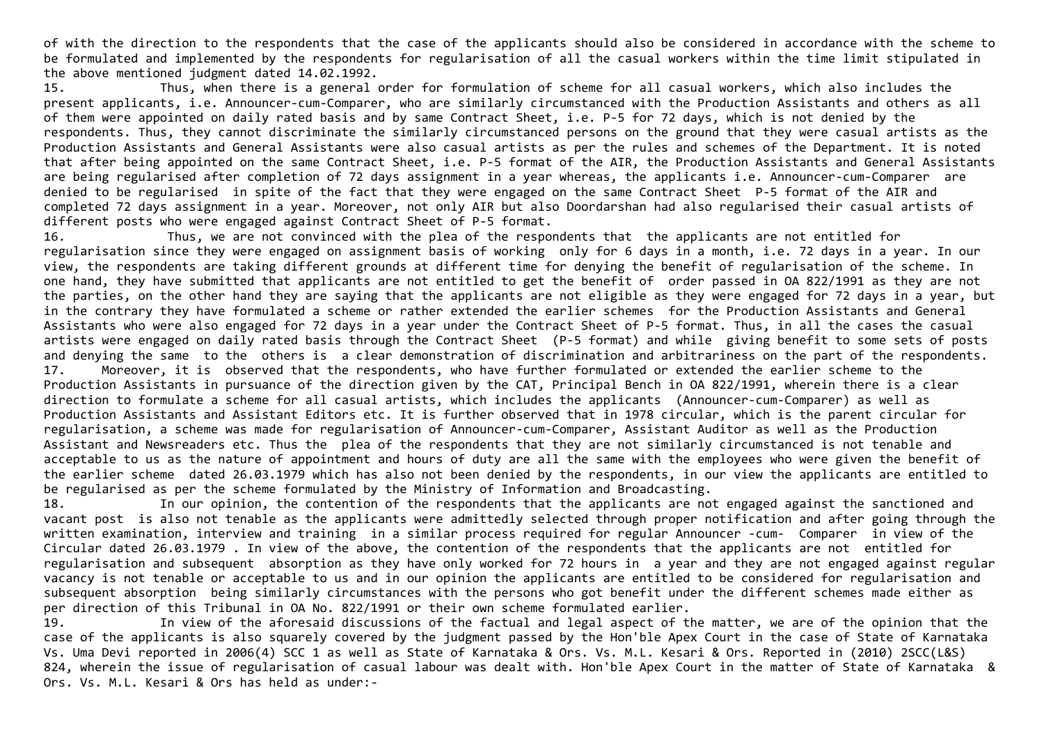of with the direction to the respondents that the case of the applicants should also be considered in accordance with the scheme to be formulated and implemented by the respondents for regularisation of all the casual workers within the time limit stipulated in the above mentioned judgment dated 14.02.1992.

15. Thus, when there is a general order for formulation of scheme for all casual workers, which also includes the present applicants, i.e. Announcer-cum-Comparer, who are similarly circumstanced with the Production Assistants and others as all of them were appointed on daily rated basis and by same Contract Sheet, i.e. P-5 for 72 days, which is not denied by the respondents. Thus, they cannot discriminate the similarly circumstanced persons on the ground that they were casual artists as the Production Assistants and General Assistants were also casual artists as per the rules and schemes of the Department. It is noted that after being appointed on the same Contract Sheet, i.e. P-5 format of the AIR, the Production Assistants and General Assistants are being regularised after completion of 72 days assignment in a year whereas, the applicants i.e. Announcer-cum-Comparer are denied to be regularised in spite of the fact that they were engaged on the same Contract Sheet P-5 format of the AIR and completed 72 days assignment in a year. Moreover, not only AIR but also Doordarshan had also regularised their casual artists of different posts who were engaged against Contract Sheet of P-5 format.

16. Thus, we are not convinced with the plea of the respondents that the applicants are not entitled for regularisation since they were engaged on assignment basis of working only for 6 days in a month, i.e. 72 days in a year. In our view, the respondents are taking different grounds at different time for denying the benefit of regularisation of the scheme. In one hand, they have submitted that applicants are not entitled to get the benefit of order passed in OA 822/1991 as they are not the parties, on the other hand they are saying that the applicants are not eligible as they were engaged for 72 days in a year, but in the contrary they have formulated a scheme or rather extended the earlier schemes for the Production Assistants and General Assistants who were also engaged for 72 days in a year under the Contract Sheet of P-5 format. Thus, in all the cases the casual artists were engaged on daily rated basis through the Contract Sheet (P-5 format) and while giving benefit to some sets of posts and denying the same to the others is a clear demonstration of discrimination and arbitrariness on the part of the respondents.

17. Moreover, it is observed that the respondents, who have further formulated or extended the earlier scheme to the Production Assistants in pursuance of the direction given by the CAT, Principal Bench in OA 822/1991, wherein there is a clear direction to formulate a scheme for all casual artists, which includes the applicants (Announcer-cum-Comparer) as well as Production Assistants and Assistant Editors etc. It is further observed that in 1978 circular, which is the parent circular for regularisation, a scheme was made for regularisation of Announcer-cum-Comparer, Assistant Auditor as well as the Production Assistant and Newsreaders etc. Thus the plea of the respondents that they are not similarly circumstanced is not tenable and acceptable to us as the nature of appointment and hours of duty are all the same with the employees who were given the benefit of the earlier scheme dated 26.03.1979 which has also not been denied by the respondents, in our view the applicants are entitled to be regularised as per the scheme formulated by the Ministry of Information and Broadcasting.

18. In our opinion, the contention of the respondents that the applicants are not engaged against the sanctioned and vacant post is also not tenable as the applicants were admittedly selected through proper notification and after going through the written examination, interview and training in a similar process required for regular Announcer -cum- Comparer in view of the Circular dated 26.03.1979 . In view of the above, the contention of the respondents that the applicants are not entitled for regularisation and subsequent absorption as they have only worked for 72 hours in a year and they are not engaged against regular vacancy is not tenable or acceptable to us and in our opinion the applicants are entitled to be considered for regularisation and subsequent absorption being similarly circumstances with the persons who got benefit under the different schemes made either as per direction of this Tribunal in OA No. 822/1991 or their own scheme formulated earlier.

19. In view of the aforesaid discussions of the factual and legal aspect of the matter, we are of the opinion that the case of the applicants is also squarely covered by the judgment passed by the Hon'ble Apex Court in the case of State of Karnataka Vs. Uma Devi reported in 2006(4) SCC 1 as well as State of Karnataka & Ors. Vs. M.L. Kesari & Ors. Reported in (2010) 2SCC(L&S) 824, wherein the issue of regularisation of casual labour was dealt with. Hon'ble Apex Court in the matter of State of Karnataka & Ors. Vs. M.L. Kesari & Ors has held as under:-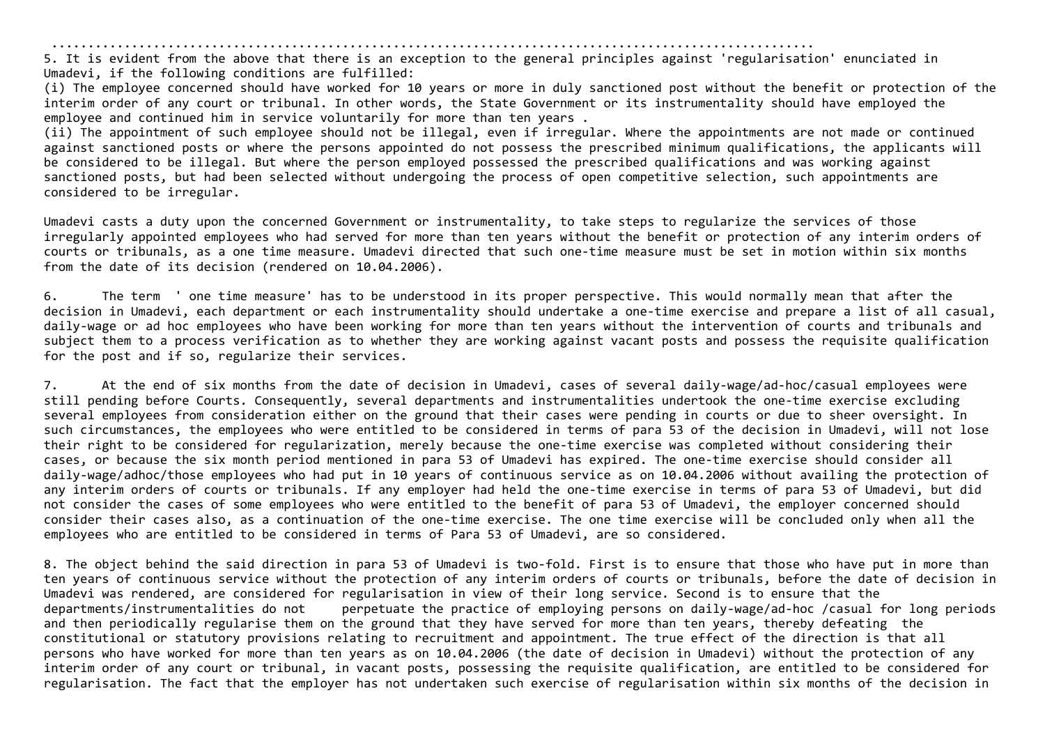.......................................................................................................

5. It is evident from the above that there is an exception to the general principles against 'regularisation' enunciated in Umadevi, if the following conditions are fulfilled:

(i) The employee concerned should have worked for 10 years or more in duly sanctioned post without the benefit or protection of the interim order of any court or tribunal. In other words, the State Government or its instrumentality should have employed the employee and continued him in service voluntarily for more than ten years .

(ii) The appointment of such employee should not be illegal, even if irregular. Where the appointments are not made or continued against sanctioned posts or where the persons appointed do not possess the prescribed minimum qualifications, the applicants will be considered to be illegal. But where the person employed possessed the prescribed qualifications and was working against sanctioned posts, but had been selected without undergoing the process of open competitive selection, such appointments are considered to be irregular.

Umadevi casts a duty upon the concerned Government or instrumentality, to take steps to regularize the services of those irregularly appointed employees who had served for more than ten years without the benefit or protection of any interim orders of courts or tribunals, as a one time measure. Umadevi directed that such one-time measure must be set in motion within six months from the date of its decision (rendered on 10.04.2006).

6. The term ' one time measure' has to be understood in its proper perspective. This would normally mean that after the decision in Umadevi, each department or each instrumentality should undertake a one-time exercise and prepare a list of all casual, daily-wage or ad hoc employees who have been working for more than ten years without the intervention of courts and tribunals and subject them to a process verification as to whether they are working against vacant posts and possess the requisite qualification for the post and if so, regularize their services.

7. At the end of six months from the date of decision in Umadevi, cases of several daily-wage/ad-hoc/casual employees were still pending before Courts. Consequently, several departments and instrumentalities undertook the one-time exercise excluding several employees from consideration either on the ground that their cases were pending in courts or due to sheer oversight. In such circumstances, the employees who were entitled to be considered in terms of para 53 of the decision in Umadevi, will not lose their right to be considered for regularization, merely because the one-time exercise was completed without considering their cases, or because the six month period mentioned in para 53 of Umadevi has expired. The one-time exercise should consider all daily-wage/adhoc/those employees who had put in 10 years of continuous service as on 10.04.2006 without availing the protection of any interim orders of courts or tribunals. If any employer had held the one-time exercise in terms of para 53 of Umadevi, but did not consider the cases of some employees who were entitled to the benefit of para 53 of Umadevi, the employer concerned should consider their cases also, as a continuation of the one-time exercise. The one time exercise will be concluded only when all the employees who are entitled to be considered in terms of Para 53 of Umadevi, are so considered.

8. The object behind the said direction in para 53 of Umadevi is two-fold. First is to ensure that those who have put in more than ten years of continuous service without the protection of any interim orders of courts or tribunals, before the date of decision in Umadevi was rendered, are considered for regularisation in view of their long service. Second is to ensure that the departments/instrumentalities do not perpetuate the practice of employing persons on daily-wage/ad-hoc /casual for long periods and then periodically regularise them on the ground that they have served for more than ten years, thereby defeating the constitutional or statutory provisions relating to recruitment and appointment. The true effect of the direction is that all persons who have worked for more than ten years as on 10.04.2006 (the date of decision in Umadevi) without the protection of any interim order of any court or tribunal, in vacant posts, possessing the requisite qualification, are entitled to be considered for regularisation. The fact that the employer has not undertaken such exercise of regularisation within six months of the decision in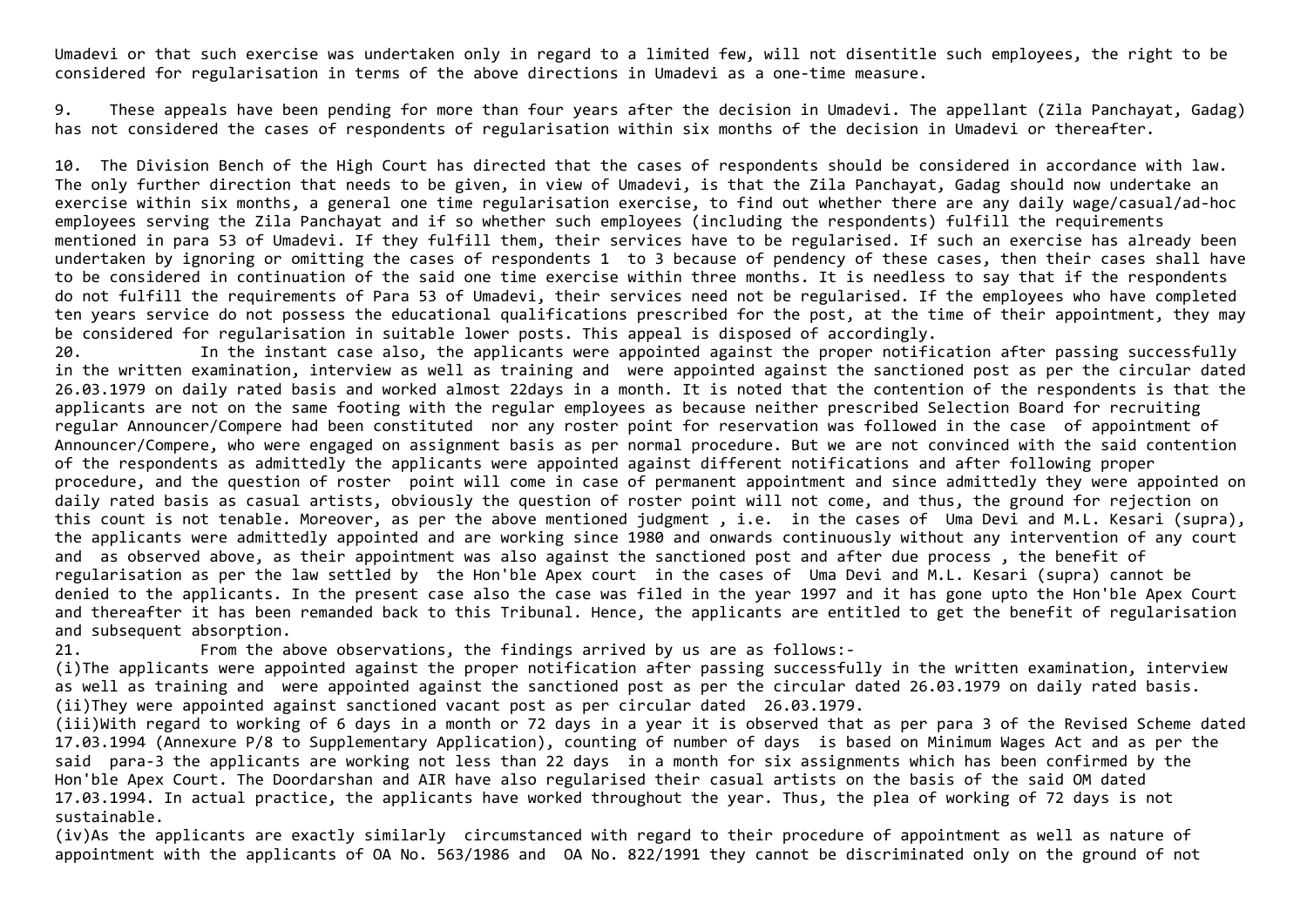Umadevi or that such exercise was undertaken only in regard to a limited few, will not disentitle such employees, the right to be considered for regularisation in terms of the above directions in Umadevi as a one-time measure.

9. These appeals have been pending for more than four years after the decision in Umadevi. The appellant (Zila Panchayat, Gadag) has not considered the cases of respondents of regularisation within six months of the decision in Umadevi or thereafter.

10. The Division Bench of the High Court has directed that the cases of respondents should be considered in accordance with law. The only further direction that needs to be given, in view of Umadevi, is that the Zila Panchayat, Gadag should now undertake an exercise within six months, a general one time regularisation exercise, to find out whether there are any daily wage/casual/ad-hoc employees serving the Zila Panchayat and if so whether such employees (including the respondents) fulfill the requirements mentioned in para 53 of Umadevi. If they fulfill them, their services have to be regularised. If such an exercise has already been undertaken by ignoring or omitting the cases of respondents 1 to 3 because of pendency of these cases, then their cases shall have to be considered in continuation of the said one time exercise within three months. It is needless to say that if the respondents do not fulfill the requirements of Para 53 of Umadevi, their services need not be regularised. If the employees who have completed ten years service do not possess the educational qualifications prescribed for the post, at the time of their appointment, they may be considered for regularisation in suitable lower posts. This appeal is disposed of accordingly.

20. In the instant case also, the applicants were appointed against the proper notification after passing successfully in the written examination, interview as well as training and were appointed against the sanctioned post as per the circular dated 26.03.1979 on daily rated basis and worked almost 22days in a month. It is noted that the contention of the respondents is that the applicants are not on the same footing with the regular employees as because neither prescribed Selection Board for recruiting regular Announcer/Compere had been constituted nor any roster point for reservation was followed in the case of appointment of Announcer/Compere, who were engaged on assignment basis as per normal procedure. But we are not convinced with the said contention of the respondents as admittedly the applicants were appointed against different notifications and after following proper procedure, and the question of roster point will come in case of permanent appointment and since admittedly they were appointed on daily rated basis as casual artists, obviously the question of roster point will not come, and thus, the ground for rejection on this count is not tenable. Moreover, as per the above mentioned judgment , i.e. in the cases of Uma Devi and M.L. Kesari (supra), the applicants were admittedly appointed and are working since 1980 and onwards continuously without any intervention of any court and as observed above, as their appointment was also against the sanctioned post and after due process , the benefit of regularisation as per the law settled by the Hon'ble Apex court in the cases of Uma Devi and M.L. Kesari (supra) cannot be denied to the applicants. In the present case also the case was filed in the year 1997 and it has gone upto the Hon'ble Apex Court and thereafter it has been remanded back to this Tribunal. Hence, the applicants are entitled to get the benefit of regularisation and subsequent absorption.

21. From the above observations, the findings arrived by us are as follows:-

(i)The applicants were appointed against the proper notification after passing successfully in the written examination, interview as well as training and were appointed against the sanctioned post as per the circular dated 26.03.1979 on daily rated basis.

(ii)They were appointed against sanctioned vacant post as per circular dated 26.03.1979.

(iii)With regard to working of 6 days in a month or 72 days in a year it is observed that as per para 3 of the Revised Scheme dated 17.03.1994 (Annexure P/8 to Supplementary Application), counting of number of days is based on Minimum Wages Act and as per the said para-3 the applicants are working not less than 22 days in a month for six assignments which has been confirmed by the Hon'ble Apex Court. The Doordarshan and AIR have also regularised their casual artists on the basis of the said OM dated 17.03.1994. In actual practice, the applicants have worked throughout the year. Thus, the plea of working of 72 days is not sustainable.

(iv)As the applicants are exactly similarly circumstanced with regard to their procedure of appointment as well as nature of appointment with the applicants of OA No. 563/1986 and OA No. 822/1991 they cannot be discriminated only on the ground of not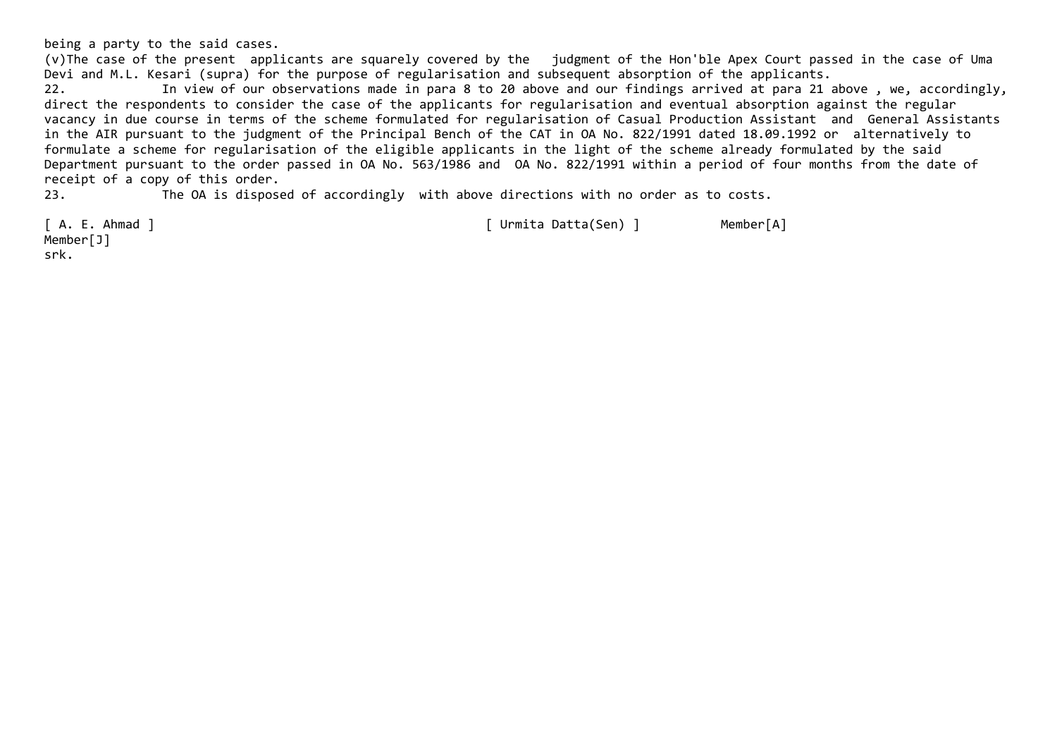being a party to the said cases.

(v)The case of the present applicants are squarely covered by the judgment of the Hon'ble Apex Court passed in the case of Uma Devi and M.L. Kesari (supra) for the purpose of regularisation and subsequent absorption of the applicants.

22. In view of our observations made in para 8 to 20 above and our findings arrived at para 21 above , we, accordingly, direct the respondents to consider the case of the applicants for regularisation and eventual absorption against the regular vacancy in due course in terms of the scheme formulated for regularisation of Casual Production Assistant and General Assistants in the AIR pursuant to the judgment of the Principal Bench of the CAT in OA No. 822/1991 dated 18.09.1992 or alternatively to formulate a scheme for regularisation of the eligible applicants in the light of the scheme already formulated by the said Department pursuant to the order passed in OA No. 563/1986 and OA No. 822/1991 within a period of four months from the date of receipt of a copy of this order.

23. The OA is disposed of accordingly with above directions with no order as to costs.

[ A. E. Ahmad ] [ Urmita Datta(Sen) ]
Member[J] Member[A]

srk.